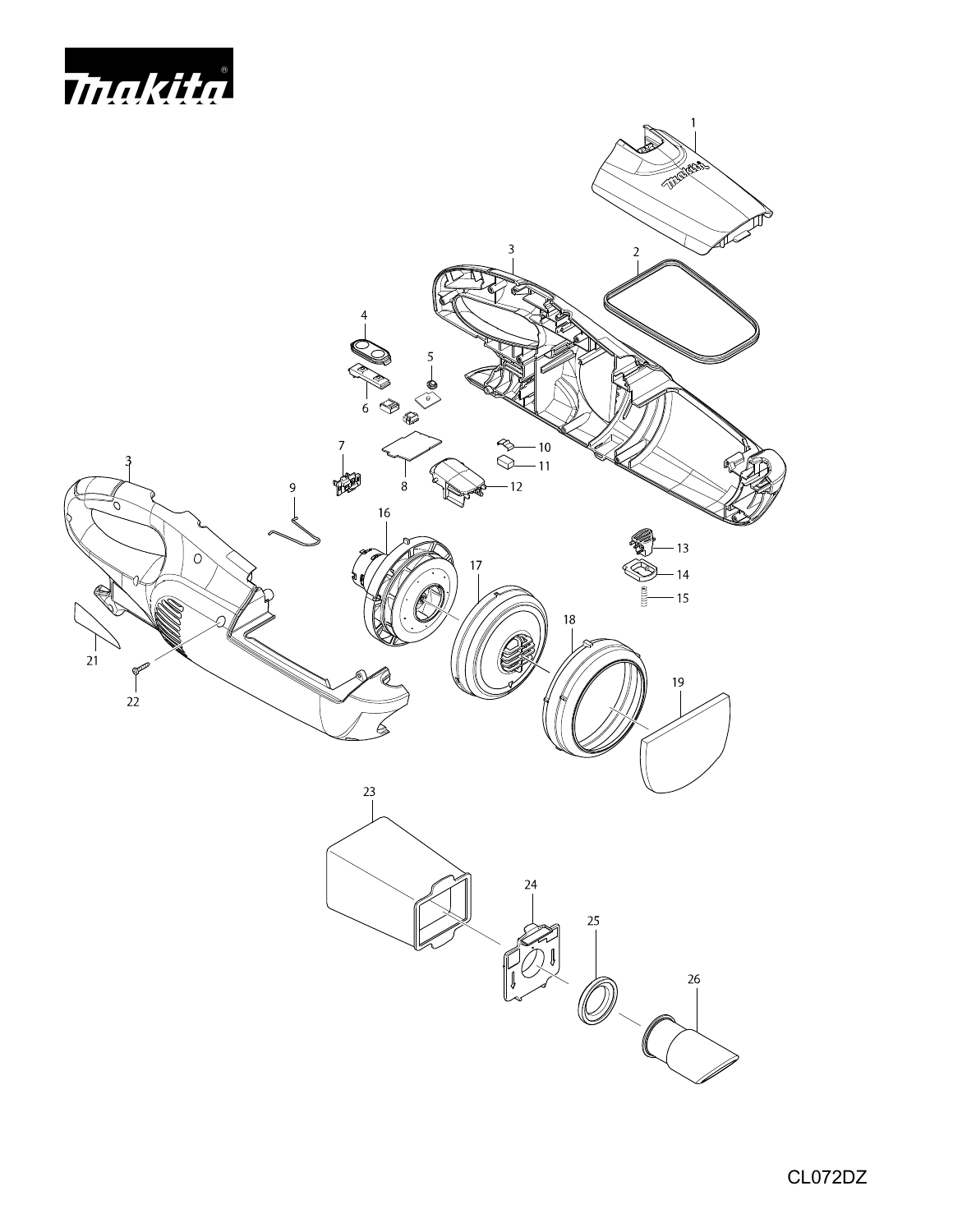makita

CL072DZ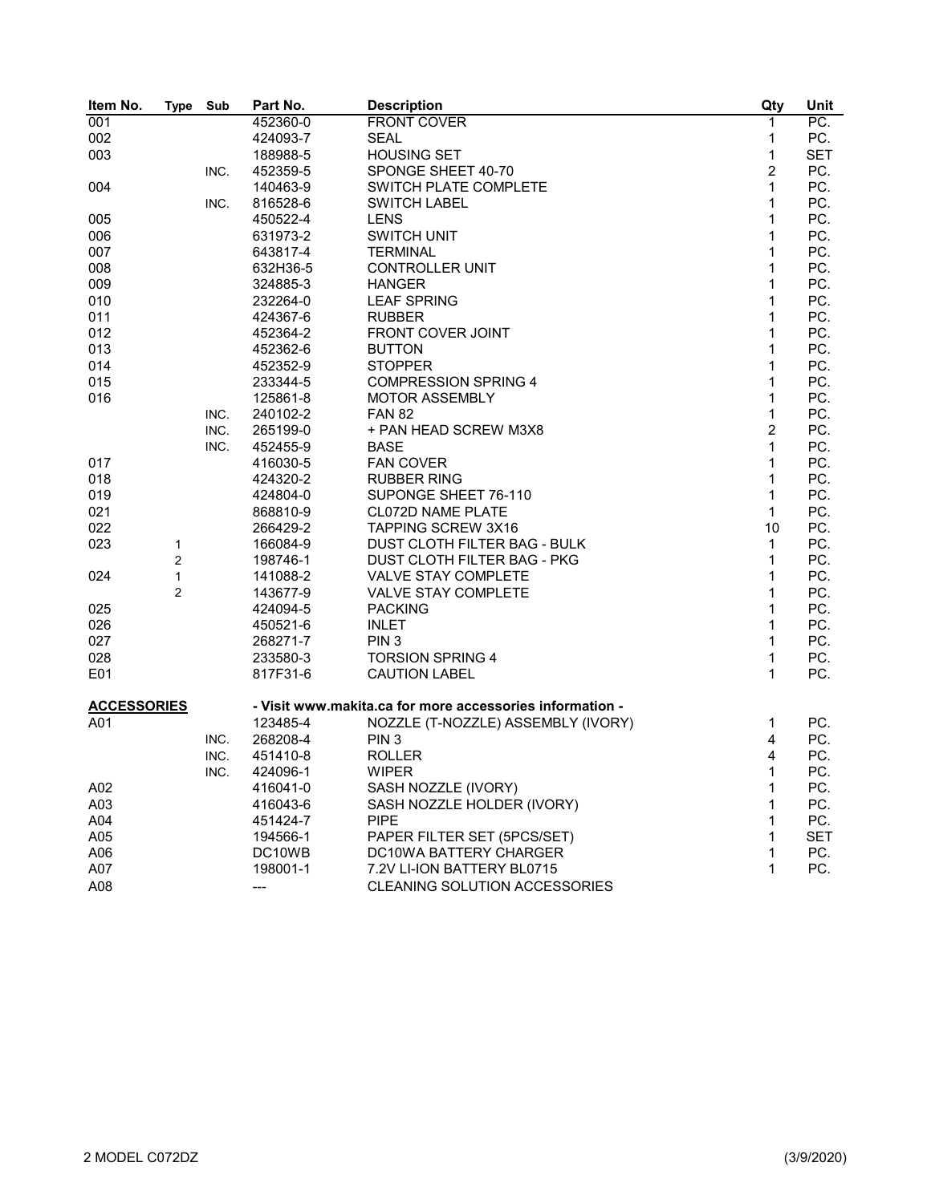| Item No. | Type | Sub | Part No. | Description | Qty | Unit |
|---|---|---|---|---|---|---|
| 001 | | | 452360-0 | FRONT COVER | 1 | PC. |
| 002 | | | 424093-7 | SEAL | 1 | PC. |
| 003 | | | 188988-5 | HOUSING SET | 1 | SET |
| | | INC. | 452359-5 | SPONGE SHEET 40-70 | 2 | PC. |
| 004 | | | 140463-9 | SWITCH PLATE COMPLETE | 1 | PC. |
| | | INC. | 816528-6 | SWITCH LABEL | 1 | PC. |
| 005 | | | 450522-4 | LENS | 1 | PC. |
| 006 | | | 631973-2 | SWITCH UNIT | 1 | PC. |
| 007 | | | 643817-4 | TERMINAL | 1 | PC. |
| 008 | | | 632H36-5 | CONTROLLER UNIT | 1 | PC. |
| 009 | | | 324885-3 | HANGER | 1 | PC. |
| 010 | | | 232264-0 | LEAF SPRING | 1 | PC. |
| 011 | | | 424367-6 | RUBBER | 1 | PC. |
| 012 | | | 452364-2 | FRONT COVER JOINT | 1 | PC. |
| 013 | | | 452362-6 | BUTTON | 1 | PC. |
| 014 | | | 452352-9 | STOPPER | 1 | PC. |
| 015 | | | 233344-5 | COMPRESSION SPRING 4 | 1 | PC. |
| 016 | | | 125861-8 | MOTOR ASSEMBLY | 1 | PC. |
| | | INC. | 240102-2 | FAN 82 | 1 | PC. |
| | | INC. | 265199-0 | + PAN HEAD SCREW M3X8 | 2 | PC. |
| | | INC. | 452455-9 | BASE | 1 | PC. |
| 017 | | | 416030-5 | FAN COVER | 1 | PC. |
| 018 | | | 424320-2 | RUBBER RING | 1 | PC. |
| 019 | | | 424804-0 | SUPONGE SHEET 76-110 | 1 | PC. |
| 021 | | | 868810-9 | CL072D NAME PLATE | 1 | PC. |
| 022 | | | 266429-2 | TAPPING SCREW 3X16 | 10 | PC. |
| 023 | 1 | | 166084-9 | DUST CLOTH FILTER BAG - BULK | 1 | PC. |
| | 2 | | 198746-1 | DUST CLOTH FILTER BAG - PKG | 1 | PC. |
| 024 | 1 | | 141088-2 | VALVE STAY COMPLETE | 1 | PC. |
| | 2 | | 143677-9 | VALVE STAY COMPLETE | 1 | PC. |
| 025 | | | 424094-5 | PACKING | 1 | PC. |
| 026 | | | 450521-6 | INLET | 1 | PC. |
| 027 | | | 268271-7 | PIN 3 | 1 | PC. |
| 028 | | | 233580-3 | TORSION SPRING 4 | 1 | PC. |
| E01 | | | 817F31-6 | CAUTION LABEL | 1 | PC. |

**ACCESSORIES** - Visit www.makita.ca for more accessories information -

| Item No. | Type | Sub | Part No. | Description | Qty | Unit |
|---|---|---|---|---|---|---|
| A01 | | | 123485-4 | NOZZLE (T-NOZZLE) ASSEMBLY (IVORY) | 1 | PC. |
| | | INC. | 268208-4 | PIN 3 | 4 | PC. |
| | | INC. | 451410-8 | ROLLER | 4 | PC. |
| | | INC. | 424096-1 | WIPER | 1 | PC. |
| A02 | | | 416041-0 | SASH NOZZLE (IVORY) | 1 | PC. |
| A03 | | | 416043-6 | SASH NOZZLE HOLDER (IVORY) | 1 | PC. |
| A04 | | | 451424-7 | PIPE | 1 | PC. |
| A05 | | | 194566-1 | PAPER FILTER SET (5PCS/SET) | 1 | SET |
| A06 | | | DC10WB | DC10WA BATTERY CHARGER | 1 | PC. |
| A07 | | | 198001-1 | 7.2V LI-ION BATTERY BL0715 | 1 | PC. |
| A08 | | | --- | CLEANING SOLUTION ACCESSORIES | | |

2 MODEL C072DZ (3/9/2020)